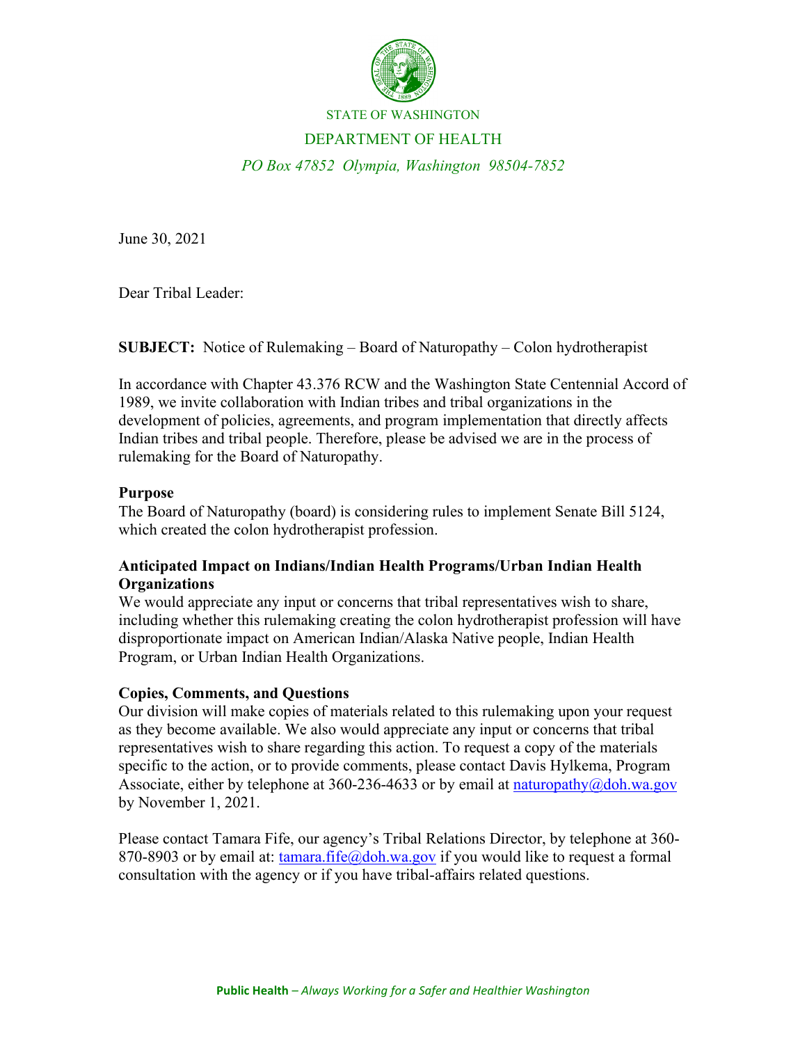STATE OF WASHINGTON

DEPARTMENT OF HEALTH

*PO Box 47852 Olympia, Washington 98504-7852*

June 30, 2021

Dear Tribal Leader:

**SUBJECT:** Notice of Rulemaking – Board of Naturopathy – Colon hydrotherapist

In accordance with Chapter 43.376 RCW and the Washington State Centennial Accord of 1989, we invite collaboration with Indian tribes and tribal organizations in the development of policies, agreements, and program implementation that directly affects Indian tribes and tribal people. Therefore, please be advised we are in the process of rulemaking for the Board of Naturopathy.

**Purpose**

The Board of Naturopathy (board) is considering rules to implement Senate Bill 5124, which created the colon hydrotherapist profession.

**Anticipated Impact on Indians/Indian Health Programs/Urban Indian Health Organizations**

We would appreciate any input or concerns that tribal representatives wish to share, including whether this rulemaking creating the colon hydrotherapist profession will have disproportionate impact on American Indian/Alaska Native people, Indian Health Program, or Urban Indian Health Organizations.

**Copies, Comments, and Questions**

Our division will make copies of materials related to this rulemaking upon your request as they become available. We also would appreciate any input or concerns that tribal representatives wish to share regarding this action. To request a copy of the materials specific to the action, or to provide comments, please contact Davis Hylkema, Program Associate, either by telephone at 360-236-4633 or by email at naturopathy@doh.wa.gov by November 1, 2021.

Please contact Tamara Fife, our agency's Tribal Relations Director, by telephone at 360-870-8903 or by email at: tamara.fife@doh.wa.gov if you would like to request a formal consultation with the agency or if you have tribal-affairs related questions.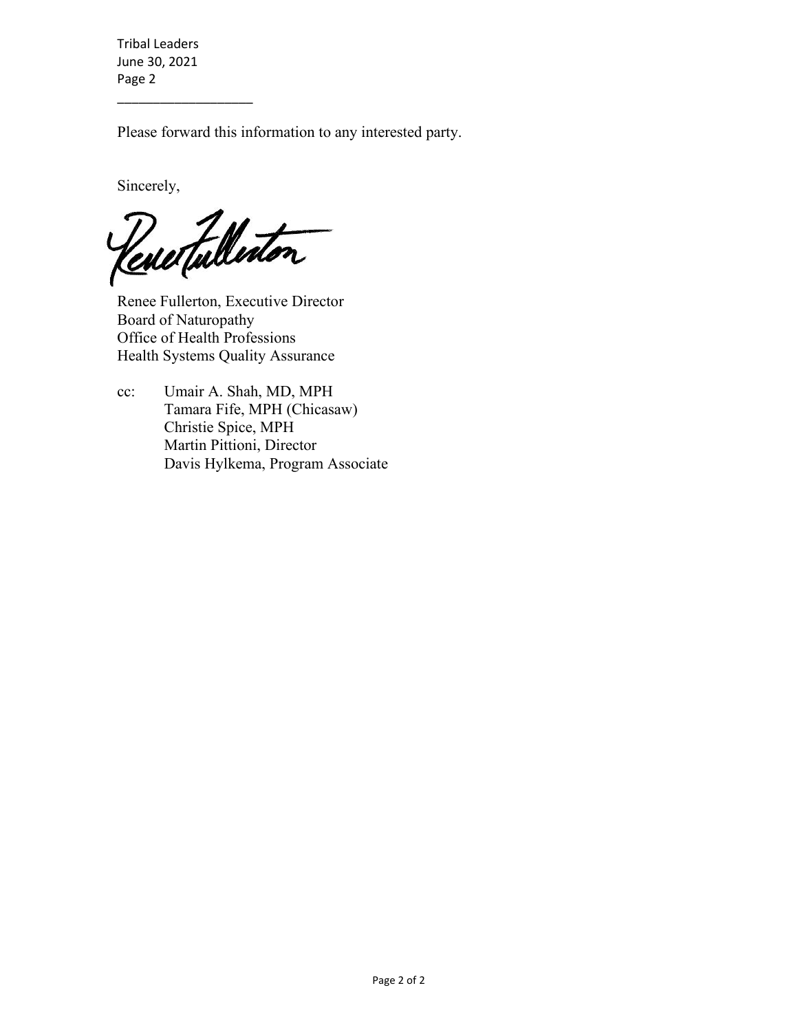Please forward this information to any interested party.

Sincerely,

Renee Fullerton, Executive Director
Board of Naturopathy
Office of Health Professions
Health Systems Quality Assurance

cc: Umair A. Shah, MD, MPH
Tamara Fife, MPH (Chicasaw)
Christie Spice, MPH
Martin Pittioni, Director
Davis Hylkema, Program Associate